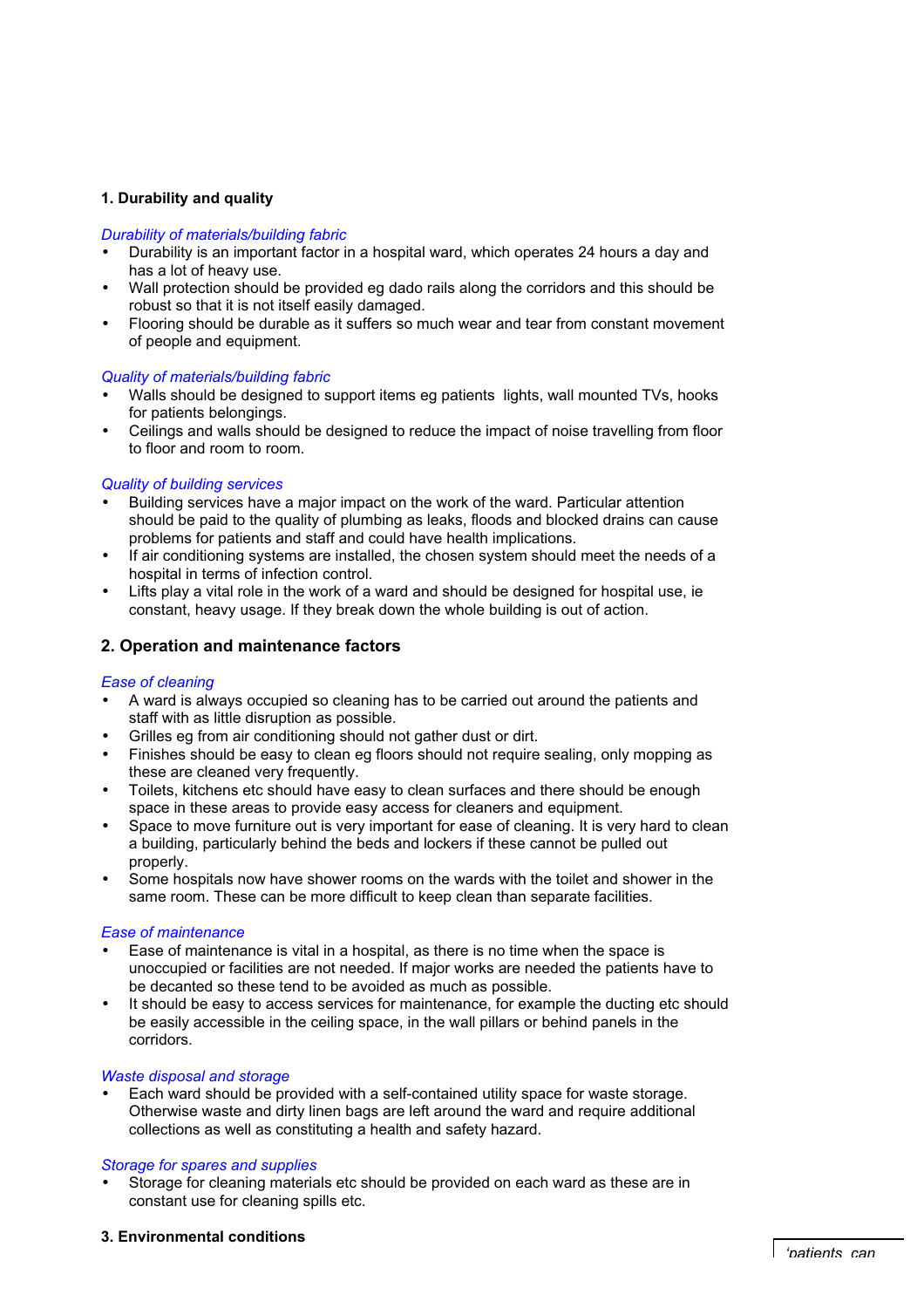## 1. Durability and quality

*Durability of materials/building fabric*

- Durability is an important factor in a hospital ward, which operates 24 hours a day and has a lot of heavy use.
- Wall protection should be provided eg dado rails along the corridors and this should be robust so that it is not itself easily damaged.
- Flooring should be durable as it suffers so much wear and tear from constant movement of people and equipment.

*Quality of materials/building fabric*

- Walls should be designed to support items eg patients lights, wall mounted TVs, hooks for patients belongings.
- Ceilings and walls should be designed to reduce the impact of noise travelling from floor to floor and room to room.

*Quality of building services*

- Building services have a major impact on the work of the ward. Particular attention should be paid to the quality of plumbing as leaks, floods and blocked drains can cause problems for patients and staff and could have health implications.
- If air conditioning systems are installed, the chosen system should meet the needs of a hospital in terms of infection control.
- Lifts play a vital role in the work of a ward and should be designed for hospital use, ie constant, heavy usage. If they break down the whole building is out of action.

## 2. Operation and maintenance factors

*Ease of cleaning*

- A ward is always occupied so cleaning has to be carried out around the patients and staff with as little disruption as possible.
- Grilles eg from air conditioning should not gather dust or dirt.
- Finishes should be easy to clean eg floors should not require sealing, only mopping as these are cleaned very frequently.
- Toilets, kitchens etc should have easy to clean surfaces and there should be enough space in these areas to provide easy access for cleaners and equipment.
- Space to move furniture out is very important for ease of cleaning. It is very hard to clean a building, particularly behind the beds and lockers if these cannot be pulled out properly.
- Some hospitals now have shower rooms on the wards with the toilet and shower in the same room. These can be more difficult to keep clean than separate facilities.

*Ease of maintenance*

- Ease of maintenance is vital in a hospital, as there is no time when the space is unoccupied or facilities are not needed. If major works are needed the patients have to be decanted so these tend to be avoided as much as possible.
- It should be easy to access services for maintenance, for example the ducting etc should be easily accessible in the ceiling space, in the wall pillars or behind panels in the corridors.

*Waste disposal and storage*

- Each ward should be provided with a self-contained utility space for waste storage. Otherwise waste and dirty linen bags are left around the ward and require additional collections as well as constituting a health and safety hazard.

*Storage for spares and supplies*

- Storage for cleaning materials etc should be provided on each ward as these are in constant use for cleaning spills etc.

## 3. Environmental conditions

'patients can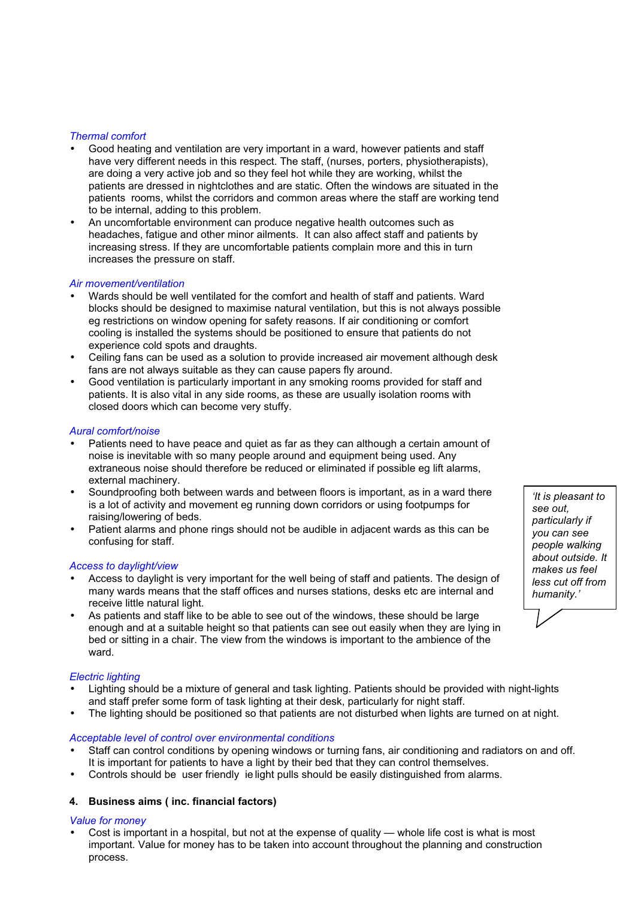*Thermal comfort*

- Good heating and ventilation are very important in a ward, however patients and staff have very different needs in this respect. The staff, (nurses, porters, physiotherapists), are doing a very active job and so they feel hot while they are working, whilst the patients are dressed in nightclothes and are static. Often the windows are situated in the patients rooms, whilst the corridors and common areas where the staff are working tend to be internal, adding to this problem.
- An uncomfortable environment can produce negative health outcomes such as headaches, fatigue and other minor ailments. It can also affect staff and patients by increasing stress. If they are uncomfortable patients complain more and this in turn increases the pressure on staff.

*Air movement/ventilation*

- Wards should be well ventilated for the comfort and health of staff and patients. Ward blocks should be designed to maximise natural ventilation, but this is not always possible eg restrictions on window opening for safety reasons. If air conditioning or comfort cooling is installed the systems should be positioned to ensure that patients do not experience cold spots and draughts.
- Ceiling fans can be used as a solution to provide increased air movement although desk fans are not always suitable as they can cause papers fly around.
- Good ventilation is particularly important in any smoking rooms provided for staff and patients. It is also vital in any side rooms, as these are usually isolation rooms with closed doors which can become very stuffy.

*Aural comfort/noise*

- Patients need to have peace and quiet as far as they can although a certain amount of noise is inevitable with so many people around and equipment being used. Any extraneous noise should therefore be reduced or eliminated if possible eg lift alarms, external machinery.
- Soundproofing both between wards and between floors is important, as in a ward there is a lot of activity and movement eg running down corridors or using footpumps for raising/lowering of beds.
- Patient alarms and phone rings should not be audible in adjacent wards as this can be confusing for staff.

> *'It is pleasant to see out, particularly if you can see people walking about outside. It makes us feel less cut off from humanity.'*

*Access to daylight/view*

- Access to daylight is very important for the well being of staff and patients. The design of many wards means that the staff offices and nurses stations, desks etc are internal and receive little natural light.
- As patients and staff like to be able to see out of the windows, these should be large enough and at a suitable height so that patients can see out easily when they are lying in bed or sitting in a chair. The view from the windows is important to the ambience of the ward.

*Electric lighting*

- Lighting should be a mixture of general and task lighting. Patients should be provided with night-lights and staff prefer some form of task lighting at their desk, particularly for night staff.
- The lighting should be positioned so that patients are not disturbed when lights are turned on at night.

*Acceptable level of control over environmental conditions*

- Staff can control conditions by opening windows or turning fans, air conditioning and radiators on and off. It is important for patients to have a light by their bed that they can control themselves.
- Controls should be user friendly ie light pulls should be easily distinguished from alarms.

### 4. Business aims ( inc. financial factors)

*Value for money*

- Cost is important in a hospital, but not at the expense of quality — whole life cost is what is most important. Value for money has to be taken into account throughout the planning and construction process.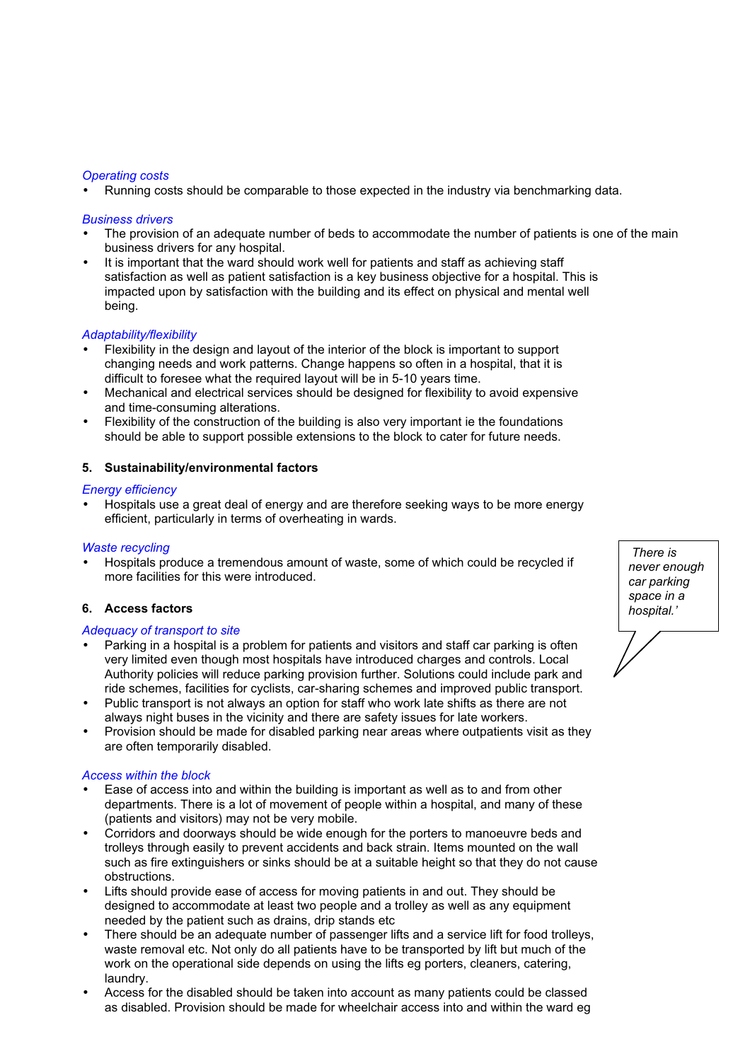*Operating costs*

- Running costs should be comparable to those expected in the industry via benchmarking data.

*Business drivers*

- The provision of an adequate number of beds to accommodate the number of patients is one of the main business drivers for any hospital.
- It is important that the ward should work well for patients and staff as achieving staff satisfaction as well as patient satisfaction is a key business objective for a hospital. This is impacted upon by satisfaction with the building and its effect on physical and mental well being.

*Adaptability/flexibility*

- Flexibility in the design and layout of the interior of the block is important to support changing needs and work patterns. Change happens so often in a hospital, that it is difficult to foresee what the required layout will be in 5-10 years time.
- Mechanical and electrical services should be designed for flexibility to avoid expensive and time-consuming alterations.
- Flexibility of the construction of the building is also very important ie the foundations should be able to support possible extensions to the block to cater for future needs.

**5. Sustainability/environmental factors**

*Energy efficiency*

- Hospitals use a great deal of energy and are therefore seeking ways to be more energy efficient, particularly in terms of overheating in wards.

*Waste recycling*

- Hospitals produce a tremendous amount of waste, some of which could be recycled if more facilities for this were introduced.

> *There is never enough car parking space in a hospital.'*

**6. Access factors**

*Adequacy of transport to site*

- Parking in a hospital is a problem for patients and visitors and staff car parking is often very limited even though most hospitals have introduced charges and controls. Local Authority policies will reduce parking provision further. Solutions could include park and ride schemes, facilities for cyclists, car-sharing schemes and improved public transport.
- Public transport is not always an option for staff who work late shifts as there are not always night buses in the vicinity and there are safety issues for late workers.
- Provision should be made for disabled parking near areas where outpatients visit as they are often temporarily disabled.

*Access within the block*

- Ease of access into and within the building is important as well as to and from other departments. There is a lot of movement of people within a hospital, and many of these (patients and visitors) may not be very mobile.
- Corridors and doorways should be wide enough for the porters to manoeuvre beds and trolleys through easily to prevent accidents and back strain. Items mounted on the wall such as fire extinguishers or sinks should be at a suitable height so that they do not cause obstructions.
- Lifts should provide ease of access for moving patients in and out. They should be designed to accommodate at least two people and a trolley as well as any equipment needed by the patient such as drains, drip stands etc
- There should be an adequate number of passenger lifts and a service lift for food trolleys, waste removal etc. Not only do all patients have to be transported by lift but much of the work on the operational side depends on using the lifts eg porters, cleaners, catering, laundry.
- Access for the disabled should be taken into account as many patients could be classed as disabled. Provision should be made for wheelchair access into and within the ward eg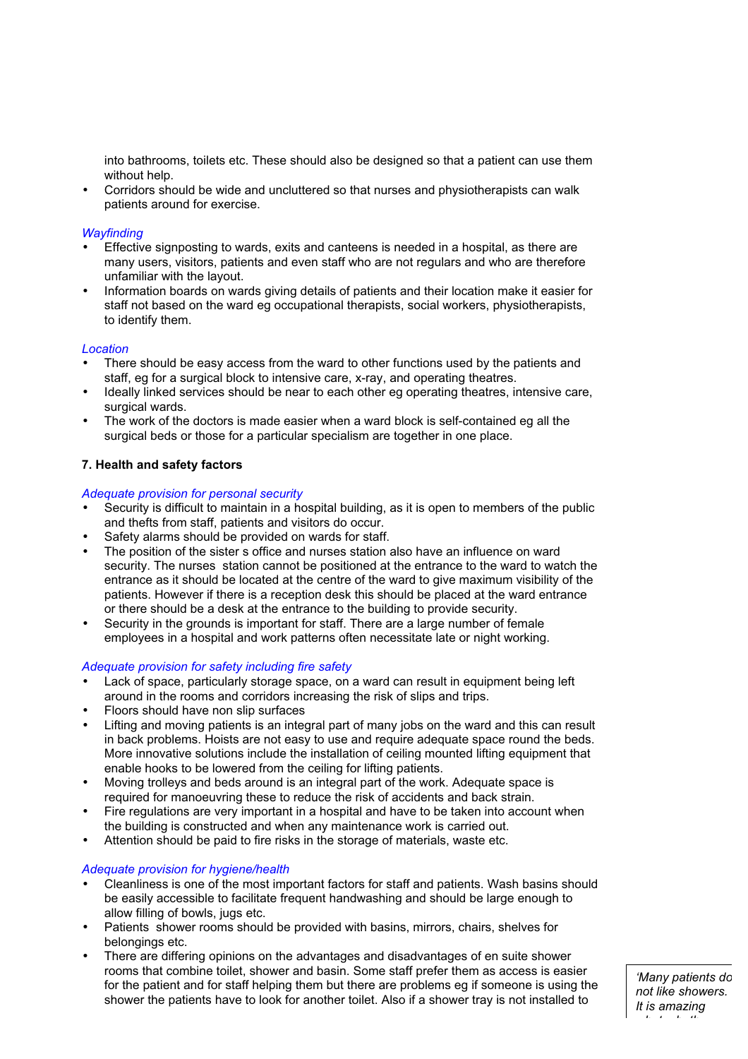into bathrooms, toilets etc. These should also be designed so that a patient can use them without help.

- Corridors should be wide and uncluttered so that nurses and physiotherapists can walk patients around for exercise.

*Wayfinding*

- Effective signposting to wards, exits and canteens is needed in a hospital, as there are many users, visitors, patients and even staff who are not regulars and who are therefore unfamiliar with the layout.
- Information boards on wards giving details of patients and their location make it easier for staff not based on the ward eg occupational therapists, social workers, physiotherapists, to identify them.

*Location*

- There should be easy access from the ward to other functions used by the patients and staff, eg for a surgical block to intensive care, x-ray, and operating theatres.
- Ideally linked services should be near to each other eg operating theatres, intensive care, surgical wards.
- The work of the doctors is made easier when a ward block is self-contained eg all the surgical beds or those for a particular specialism are together in one place.

**7. Health and safety factors**

*Adequate provision for personal security*

- Security is difficult to maintain in a hospital building, as it is open to members of the public and thefts from staff, patients and visitors do occur.
- Safety alarms should be provided on wards for staff.
- The position of the sister s office and nurses station also have an influence on ward security. The nurses station cannot be positioned at the entrance to the ward to watch the entrance as it should be located at the centre of the ward to give maximum visibility of the patients. However if there is a reception desk this should be placed at the ward entrance or there should be a desk at the entrance to the building to provide security.
- Security in the grounds is important for staff. There are a large number of female employees in a hospital and work patterns often necessitate late or night working.

*Adequate provision for safety including fire safety*

- Lack of space, particularly storage space, on a ward can result in equipment being left around in the rooms and corridors increasing the risk of slips and trips.
- Floors should have non slip surfaces
- Lifting and moving patients is an integral part of many jobs on the ward and this can result in back problems. Hoists are not easy to use and require adequate space round the beds. More innovative solutions include the installation of ceiling mounted lifting equipment that enable hooks to be lowered from the ceiling for lifting patients.
- Moving trolleys and beds around is an integral part of the work. Adequate space is required for manoeuvring these to reduce the risk of accidents and back strain.
- Fire regulations are very important in a hospital and have to be taken into account when the building is constructed and when any maintenance work is carried out.
- Attention should be paid to fire risks in the storage of materials, waste etc.

*Adequate provision for hygiene/health*

- Cleanliness is one of the most important factors for staff and patients. Wash basins should be easily accessible to facilitate frequent handwashing and should be large enough to allow filling of bowls, jugs etc.
- Patients shower rooms should be provided with basins, mirrors, chairs, shelves for belongings etc.
- There are differing opinions on the advantages and disadvantages of en suite shower rooms that combine toilet, shower and basin. Some staff prefer them as access is easier for the patient and for staff helping them but there are problems eg if someone is using the shower the patients have to look for another toilet. Also if a shower tray is not installed to

*'Many patients do not like showers. It is amazing*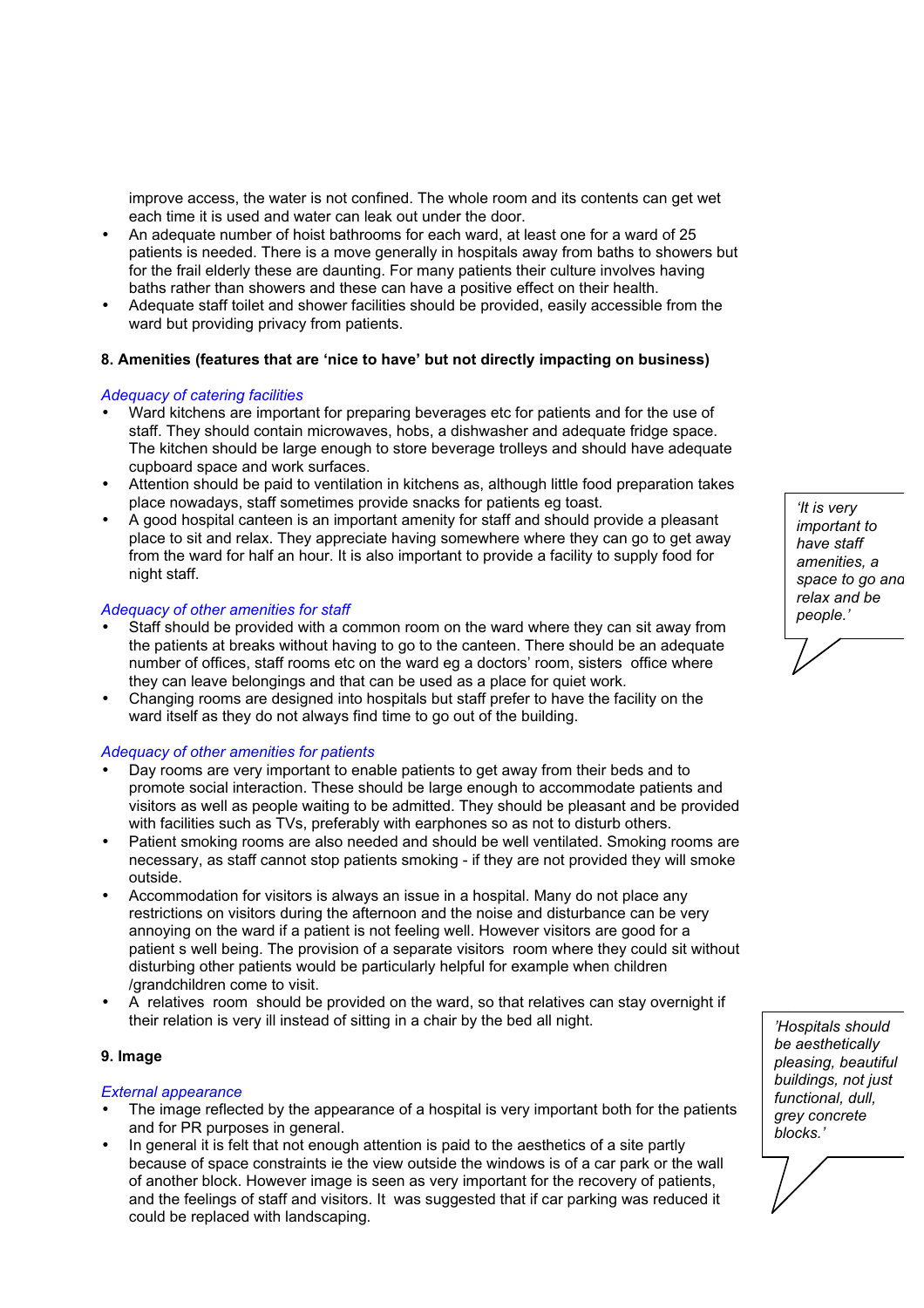improve access, the water is not confined. The whole room and its contents can get wet each time it is used and water can leak out under the door.

- An adequate number of hoist bathrooms for each ward, at least one for a ward of 25 patients is needed. There is a move generally in hospitals away from baths to showers but for the frail elderly these are daunting. For many patients their culture involves having baths rather than showers and these can have a positive effect on their health.
- Adequate staff toilet and shower facilities should be provided, easily accessible from the ward but providing privacy from patients.

**8. Amenities (features that are 'nice to have' but not directly impacting on business)**

*Adequacy of catering facilities*

- Ward kitchens are important for preparing beverages etc for patients and for the use of staff. They should contain microwaves, hobs, a dishwasher and adequate fridge space. The kitchen should be large enough to store beverage trolleys and should have adequate cupboard space and work surfaces.
- Attention should be paid to ventilation in kitchens as, although little food preparation takes place nowadays, staff sometimes provide snacks for patients eg toast.
- A good hospital canteen is an important amenity for staff and should provide a pleasant place to sit and relax. They appreciate having somewhere where they can go to get away from the ward for half an hour. It is also important to provide a facility to supply food for night staff.

> *'It is very important to have staff amenities, a space to go and relax and be people.'*

*Adequacy of other amenities for staff*

- Staff should be provided with a common room on the ward where they can sit away from the patients at breaks without having to go to the canteen. There should be an adequate number of offices, staff rooms etc on the ward eg a doctors' room, sisters office where they can leave belongings and that can be used as a place for quiet work.
- Changing rooms are designed into hospitals but staff prefer to have the facility on the ward itself as they do not always find time to go out of the building.

*Adequacy of other amenities for patients*

- Day rooms are very important to enable patients to get away from their beds and to promote social interaction. These should be large enough to accommodate patients and visitors as well as people waiting to be admitted. They should be pleasant and be provided with facilities such as TVs, preferably with earphones so as not to disturb others.
- Patient smoking rooms are also needed and should be well ventilated. Smoking rooms are necessary, as staff cannot stop patients smoking - if they are not provided they will smoke outside.
- Accommodation for visitors is always an issue in a hospital. Many do not place any restrictions on visitors during the afternoon and the noise and disturbance can be very annoying on the ward if a patient is not feeling well. However visitors are good for a patient s well being. The provision of a separate visitors room where they could sit without disturbing other patients would be particularly helpful for example when children /grandchildren come to visit.
- A relatives room should be provided on the ward, so that relatives can stay overnight if their relation is very ill instead of sitting in a chair by the bed all night.

**9. Image**

> *'Hospitals should be aesthetically pleasing, beautiful buildings, not just functional, dull, grey concrete blocks.'*

*External appearance*

- The image reflected by the appearance of a hospital is very important both for the patients and for PR purposes in general.
- In general it is felt that not enough attention is paid to the aesthetics of a site partly because of space constraints ie the view outside the windows is of a car park or the wall of another block. However image is seen as very important for the recovery of patients, and the feelings of staff and visitors. It was suggested that if car parking was reduced it could be replaced with landscaping.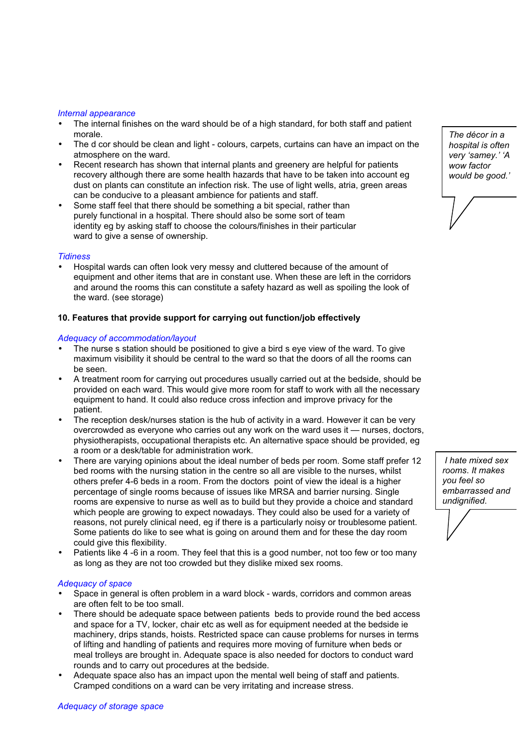*Internal appearance*

- The internal finishes on the ward should be of a high standard, for both staff and patient morale.
- The d cor should be clean and light - colours, carpets, curtains can have an impact on the atmosphere on the ward.
- Recent research has shown that internal plants and greenery are helpful for patients recovery although there are some health hazards that have to be taken into account eg dust on plants can constitute an infection risk. The use of light wells, atria, green areas can be conducive to a pleasant ambience for patients and staff.
- Some staff feel that there should be something a bit special, rather than purely functional in a hospital. There should also be some sort of team identity eg by asking staff to choose the colours/finishes in their particular ward to give a sense of ownership.

> *The décor in a hospital is often very 'samey.' 'A wow factor would be good.'*

*Tidiness*

- Hospital wards can often look very messy and cluttered because of the amount of equipment and other items that are in constant use. When these are left in the corridors and around the rooms this can constitute a safety hazard as well as spoiling the look of the ward. (see storage)

**10. Features that provide support for carrying out function/job effectively**

*Adequacy of accommodation/layout*

- The nurse s station should be positioned to give a bird s eye view of the ward. To give maximum visibility it should be central to the ward so that the doors of all the rooms can be seen.
- A treatment room for carrying out procedures usually carried out at the bedside, should be provided on each ward. This would give more room for staff to work with all the necessary equipment to hand. It could also reduce cross infection and improve privacy for the patient.
- The reception desk/nurses station is the hub of activity in a ward. However it can be very overcrowded as everyone who carries out any work on the ward uses it — nurses, doctors, physiotherapists, occupational therapists etc. An alternative space should be provided, eg a room or a desk/table for administration work.
- There are varying opinions about the ideal number of beds per room. Some staff prefer 12 bed rooms with the nursing station in the centre so all are visible to the nurses, whilst others prefer 4-6 beds in a room. From the doctors point of view the ideal is a higher percentage of single rooms because of issues like MRSA and barrier nursing. Single rooms are expensive to nurse as well as to build but they provide a choice and standard which people are growing to expect nowadays. They could also be used for a variety of reasons, not purely clinical need, eg if there is a particularly noisy or troublesome patient. Some patients do like to see what is going on around them and for these the day room could give this flexibility.
- Patients like 4 -6 in a room. They feel that this is a good number, not too few or too many as long as they are not too crowded but they dislike mixed sex rooms.

> *I hate mixed sex rooms. It makes you feel so embarrassed and undignified.*

*Adequacy of space*

- Space in general is often problem in a ward block - wards, corridors and common areas are often felt to be too small.
- There should be adequate space between patients beds to provide round the bed access and space for a TV, locker, chair etc as well as for equipment needed at the bedside ie machinery, drips stands, hoists. Restricted space can cause problems for nurses in terms of lifting and handling of patients and requires more moving of furniture when beds or meal trolleys are brought in. Adequate space is also needed for doctors to conduct ward rounds and to carry out procedures at the bedside.
- Adequate space also has an impact upon the mental well being of staff and patients. Cramped conditions on a ward can be very irritating and increase stress.

*Adequacy of storage space*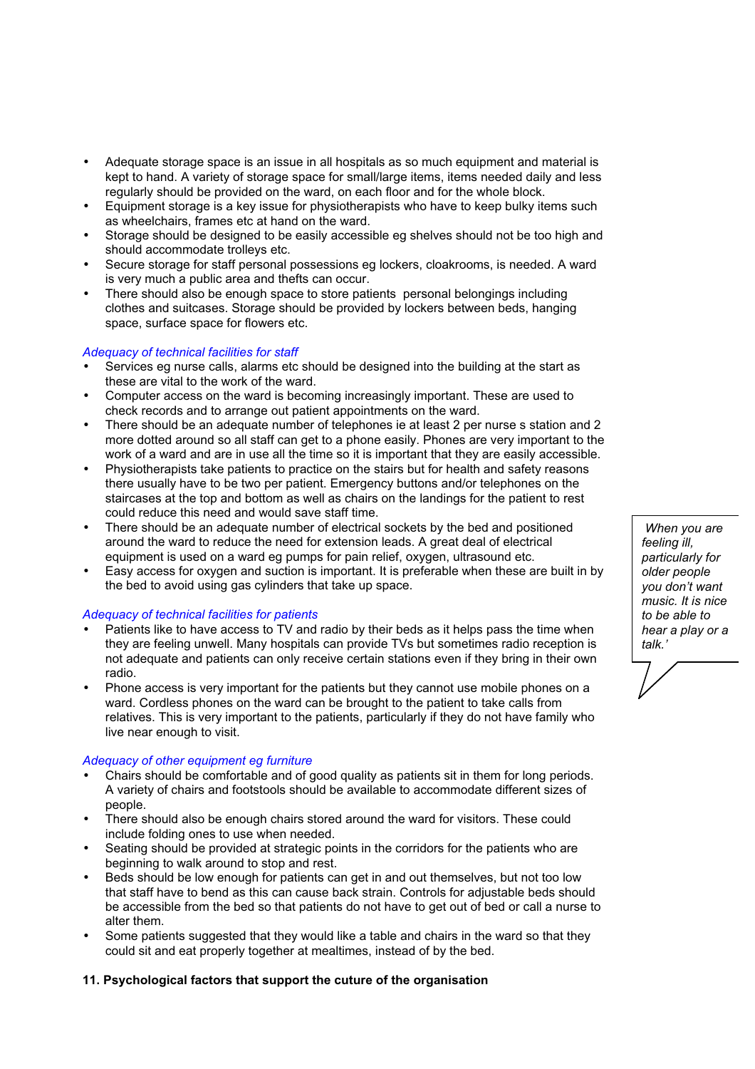- Adequate storage space is an issue in all hospitals as so much equipment and material is kept to hand. A variety of storage space for small/large items, items needed daily and less regularly should be provided on the ward, on each floor and for the whole block.
- Equipment storage is a key issue for physiotherapists who have to keep bulky items such as wheelchairs, frames etc at hand on the ward.
- Storage should be designed to be easily accessible eg shelves should not be too high and should accommodate trolleys etc.
- Secure storage for staff personal possessions eg lockers, cloakrooms, is needed. A ward is very much a public area and thefts can occur.
- There should also be enough space to store patients personal belongings including clothes and suitcases. Storage should be provided by lockers between beds, hanging space, surface space for flowers etc.

*Adequacy of technical facilities for staff*

- Services eg nurse calls, alarms etc should be designed into the building at the start as these are vital to the work of the ward.
- Computer access on the ward is becoming increasingly important. These are used to check records and to arrange out patient appointments on the ward.
- There should be an adequate number of telephones ie at least 2 per nurse s station and 2 more dotted around so all staff can get to a phone easily. Phones are very important to the work of a ward and are in use all the time so it is important that they are easily accessible.
- Physiotherapists take patients to practice on the stairs but for health and safety reasons there usually have to be two per patient. Emergency buttons and/or telephones on the staircases at the top and bottom as well as chairs on the landings for the patient to rest could reduce this need and would save staff time.
- There should be an adequate number of electrical sockets by the bed and positioned around the ward to reduce the need for extension leads. A great deal of electrical equipment is used on a ward eg pumps for pain relief, oxygen, ultrasound etc.
- Easy access for oxygen and suction is important. It is preferable when these are built in by the bed to avoid using gas cylinders that take up space.

*Adequacy of technical facilities for patients*

- Patients like to have access to TV and radio by their beds as it helps pass the time when they are feeling unwell. Many hospitals can provide TVs but sometimes radio reception is not adequate and patients can only receive certain stations even if they bring in their own radio.
- Phone access is very important for the patients but they cannot use mobile phones on a ward. Cordless phones on the ward can be brought to the patient to take calls from relatives. This is very important to the patients, particularly if they do not have family who live near enough to visit.

> *When you are feeling ill, particularly for older people you don't want music. It is nice to be able to hear a play or a talk.'*

*Adequacy of other equipment eg furniture*

- Chairs should be comfortable and of good quality as patients sit in them for long periods. A variety of chairs and footstools should be available to accommodate different sizes of people.
- There should also be enough chairs stored around the ward for visitors. These could include folding ones to use when needed.
- Seating should be provided at strategic points in the corridors for the patients who are beginning to walk around to stop and rest.
- Beds should be low enough for patients can get in and out themselves, but not too low that staff have to bend as this can cause back strain. Controls for adjustable beds should be accessible from the bed so that patients do not have to get out of bed or call a nurse to alter them.
- Some patients suggested that they would like a table and chairs in the ward so that they could sit and eat properly together at mealtimes, instead of by the bed.

**11. Psychological factors that support the cuture of the organisation**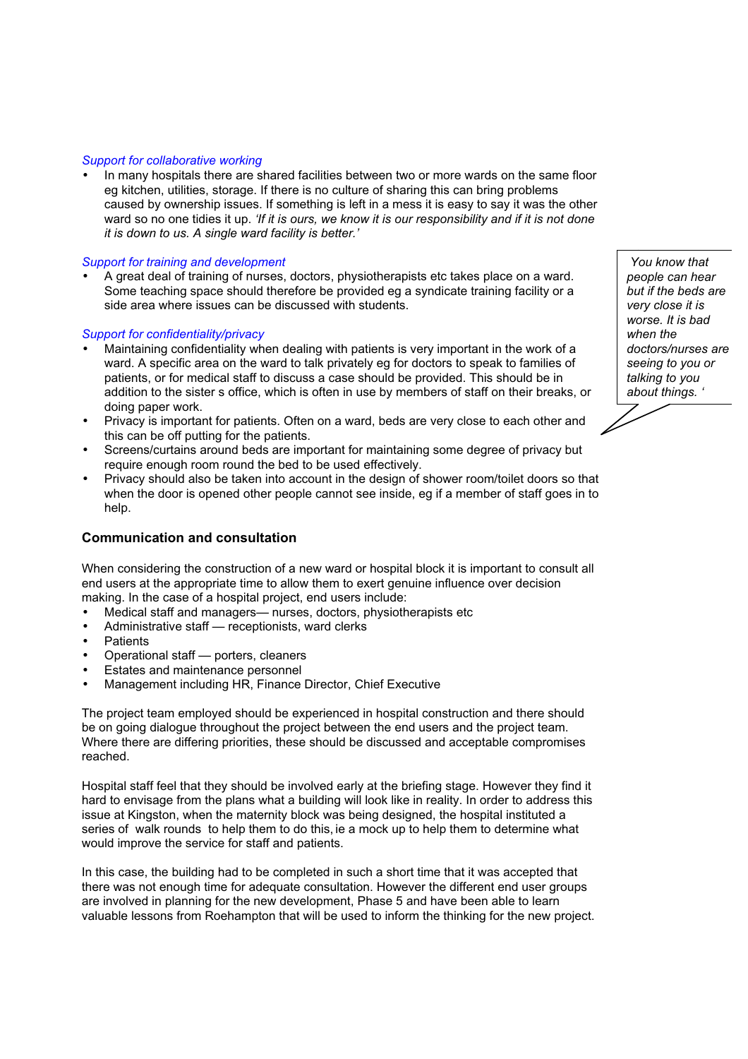*Support for collaborative working*

- In many hospitals there are shared facilities between two or more wards on the same floor eg kitchen, utilities, storage. If there is no culture of sharing this can bring problems caused by ownership issues. If something is left in a mess it is easy to say it was the other ward so no one tidies it up. *'If it is ours, we know it is our responsibility and if it is not done it is down to us. A single ward facility is better.'*

*Support for training and development*

- A great deal of training of nurses, doctors, physiotherapists etc takes place on a ward. Some teaching space should therefore be provided eg a syndicate training facility or a side area where issues can be discussed with students.

*Support for confidentiality/privacy*

- Maintaining confidentiality when dealing with patients is very important in the work of a ward. A specific area on the ward to talk privately eg for doctors to speak to families of patients, or for medical staff to discuss a case should be provided. This should be in addition to the sister s office, which is often in use by members of staff on their breaks, or doing paper work.
- Privacy is important for patients. Often on a ward, beds are very close to each other and this can be off putting for the patients.
- Screens/curtains around beds are important for maintaining some degree of privacy but require enough room round the bed to be used effectively.
- Privacy should also be taken into account in the design of shower room/toilet doors so that when the door is opened other people cannot see inside, eg if a member of staff goes in to help.

*You know that people can hear but if the beds are very close it is worse. It is bad when the doctors/nurses are seeing to you or talking to you about things. '*

### Communication and consultation

When considering the construction of a new ward or hospital block it is important to consult all end users at the appropriate time to allow them to exert genuine influence over decision making. In the case of a hospital project, end users include:

- Medical staff and managers— nurses, doctors, physiotherapists etc
- Administrative staff — receptionists, ward clerks
- Patients
- Operational staff — porters, cleaners
- Estates and maintenance personnel
- Management including HR, Finance Director, Chief Executive

The project team employed should be experienced in hospital construction and there should be on going dialogue throughout the project between the end users and the project team. Where there are differing priorities, these should be discussed and acceptable compromises reached.

Hospital staff feel that they should be involved early at the briefing stage. However they find it hard to envisage from the plans what a building will look like in reality. In order to address this issue at Kingston, when the maternity block was being designed, the hospital instituted a series of walk rounds to help them to do this, ie a mock up to help them to determine what would improve the service for staff and patients.

In this case, the building had to be completed in such a short time that it was accepted that there was not enough time for adequate consultation. However the different end user groups are involved in planning for the new development, Phase 5 and have been able to learn valuable lessons from Roehampton that will be used to inform the thinking for the new project.